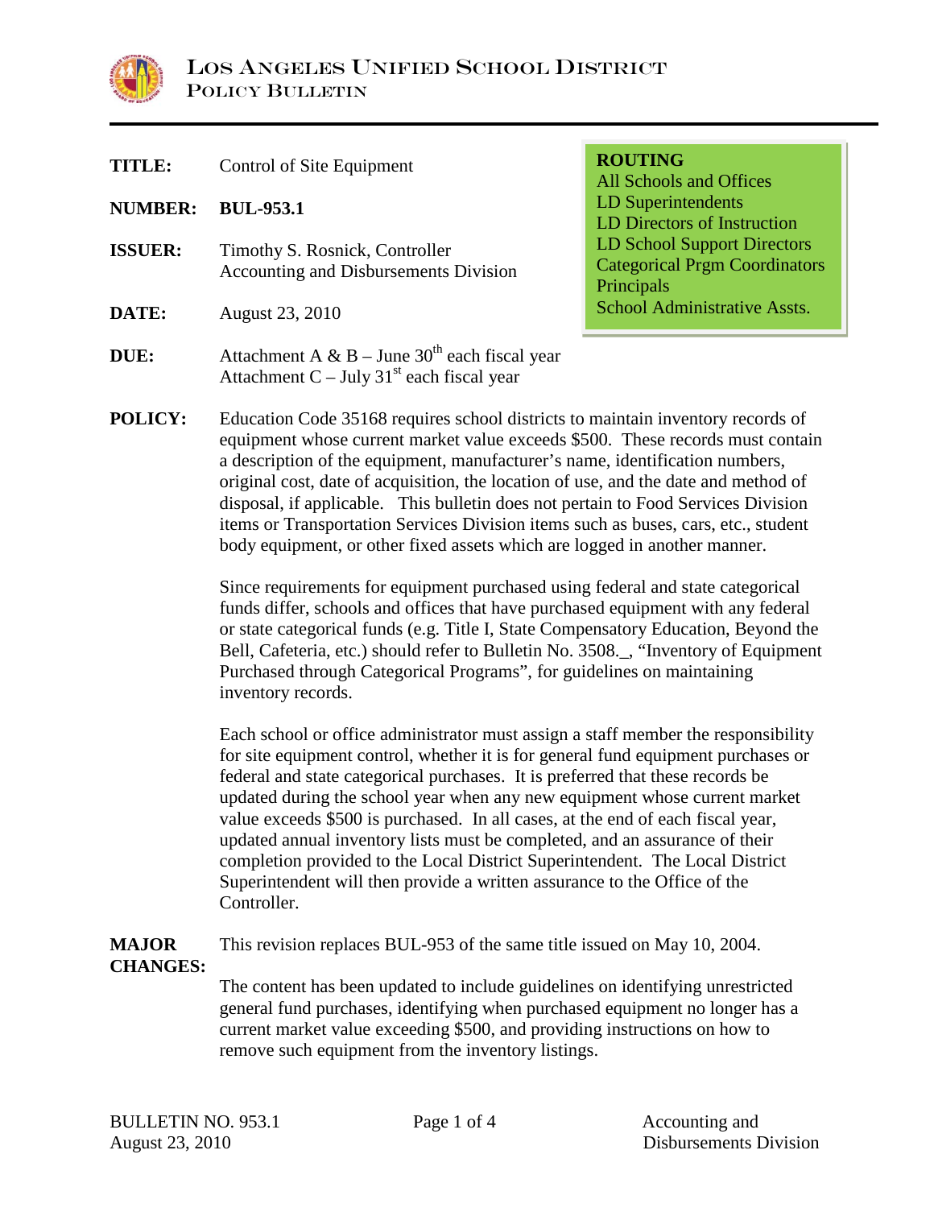# LOS ANGELES UNIFIED SCHOOL DISTRICT
## POLICY BULLETIN

| | |
|---|---|
| **TITLE:** | Control of Site Equipment |
| **NUMBER:** | **BUL-953.1** |
| **ISSUER:** | Timothy S. Rosnick, Controller<br>Accounting and Disbursements Division |
| **DATE:** | August 23, 2010 |
| **DUE:** | Attachment A & B – June 30th each fiscal year<br>Attachment C – July 31st each fiscal year |

**ROUTING**
All Schools and Offices
LD Superintendents
LD Directors of Instruction
LD School Support Directors
Categorical Prgm Coordinators
Principals
School Administrative Assts.

**POLICY:** Education Code 35168 requires school districts to maintain inventory records of equipment whose current market value exceeds $500. These records must contain a description of the equipment, manufacturer's name, identification numbers, original cost, date of acquisition, the location of use, and the date and method of disposal, if applicable. This bulletin does not pertain to Food Services Division items or Transportation Services Division items such as buses, cars, etc., student body equipment, or other fixed assets which are logged in another manner.

Since requirements for equipment purchased using federal and state categorical funds differ, schools and offices that have purchased equipment with any federal or state categorical funds (e.g. Title I, State Compensatory Education, Beyond the Bell, Cafeteria, etc.) should refer to Bulletin No. 3508._, "Inventory of Equipment Purchased through Categorical Programs", for guidelines on maintaining inventory records.

Each school or office administrator must assign a staff member the responsibility for site equipment control, whether it is for general fund equipment purchases or federal and state categorical purchases. It is preferred that these records be updated during the school year when any new equipment whose current market value exceeds $500 is purchased. In all cases, at the end of each fiscal year, updated annual inventory lists must be completed, and an assurance of their completion provided to the Local District Superintendent. The Local District Superintendent will then provide a written assurance to the Office of the Controller.

**MAJOR CHANGES:** This revision replaces BUL-953 of the same title issued on May 10, 2004.

The content has been updated to include guidelines on identifying unrestricted general fund purchases, identifying when purchased equipment no longer has a current market value exceeding $500, and providing instructions on how to remove such equipment from the inventory listings.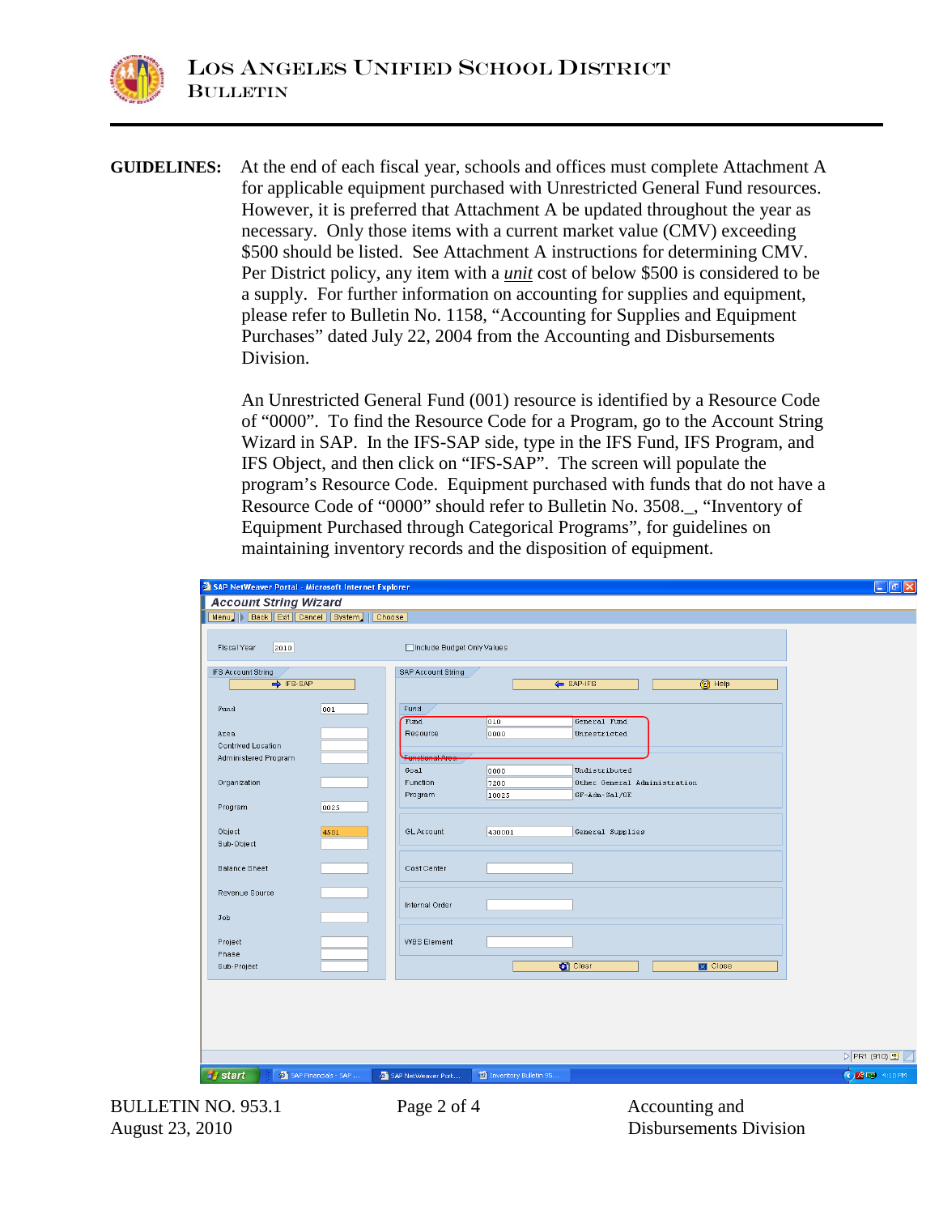**GUIDELINES:** At the end of each fiscal year, schools and offices must complete Attachment A for applicable equipment purchased with Unrestricted General Fund resources. However, it is preferred that Attachment A be updated throughout the year as necessary. Only those items with a current market value (CMV) exceeding $500 should be listed. See Attachment A instructions for determining CMV. Per District policy, any item with a *unit* cost of below $500 is considered to be a supply. For further information on accounting for supplies and equipment, please refer to Bulletin No. 1158, "Accounting for Supplies and Equipment Purchases" dated July 22, 2004 from the Accounting and Disbursements Division.

An Unrestricted General Fund (001) resource is identified by a Resource Code of "0000". To find the Resource Code for a Program, go to the Account String Wizard in SAP. In the IFS-SAP side, type in the IFS Fund, IFS Program, and IFS Object, and then click on "IFS-SAP". The screen will populate the program's Resource Code. Equipment purchased with funds that do not have a Resource Code of "0000" should refer to Bulletin No. 3508._, "Inventory of Equipment Purchased through Categorical Programs", for guidelines on maintaining inventory records and the disposition of equipment.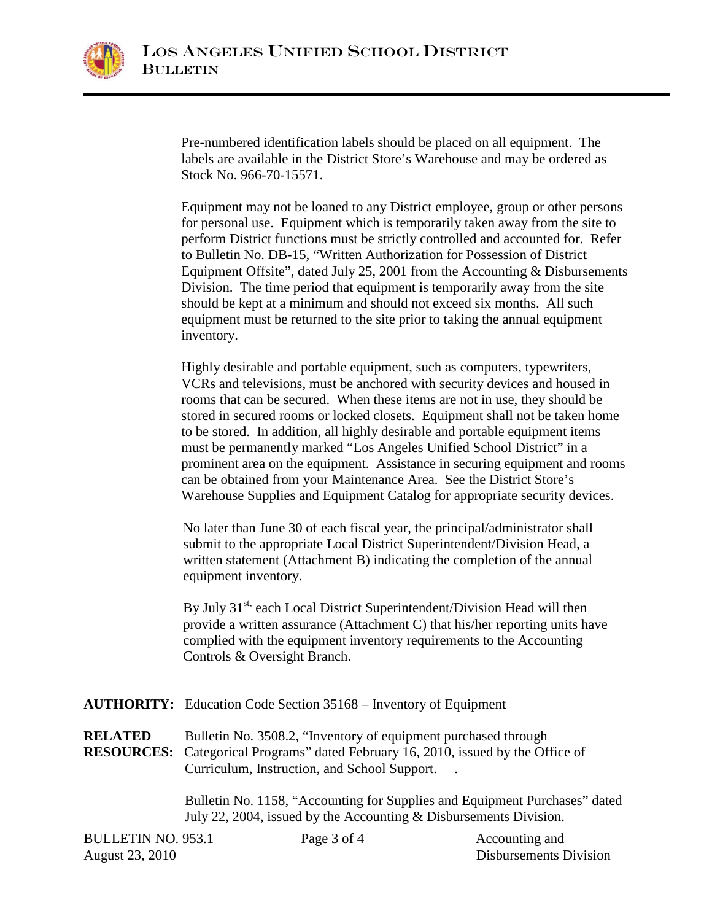Pre-numbered identification labels should be placed on all equipment. The labels are available in the District Store's Warehouse and may be ordered as Stock No. 966-70-15571.

Equipment may not be loaned to any District employee, group or other persons for personal use. Equipment which is temporarily taken away from the site to perform District functions must be strictly controlled and accounted for. Refer to Bulletin No. DB-15, "Written Authorization for Possession of District Equipment Offsite", dated July 25, 2001 from the Accounting & Disbursements Division. The time period that equipment is temporarily away from the site should be kept at a minimum and should not exceed six months. All such equipment must be returned to the site prior to taking the annual equipment inventory.

Highly desirable and portable equipment, such as computers, typewriters, VCRs and televisions, must be anchored with security devices and housed in rooms that can be secured. When these items are not in use, they should be stored in secured rooms or locked closets. Equipment shall not be taken home to be stored. In addition, all highly desirable and portable equipment items must be permanently marked "Los Angeles Unified School District" in a prominent area on the equipment. Assistance in securing equipment and rooms can be obtained from your Maintenance Area. See the District Store's Warehouse Supplies and Equipment Catalog for appropriate security devices.

No later than June 30 of each fiscal year, the principal/administrator shall submit to the appropriate Local District Superintendent/Division Head, a written statement (Attachment B) indicating the completion of the annual equipment inventory.

By July 31st, each Local District Superintendent/Division Head will then provide a written assurance (Attachment C) that his/her reporting units have complied with the equipment inventory requirements to the Accounting Controls & Oversight Branch.

**AUTHORITY:** Education Code Section 35168 – Inventory of Equipment

**RELATED RESOURCES:** Bulletin No. 3508.2, "Inventory of equipment purchased through Categorical Programs" dated February 16, 2010, issued by the Office of Curriculum, Instruction, and School Support.

Bulletin No. 1158, "Accounting for Supplies and Equipment Purchases" dated July 22, 2004, issued by the Accounting & Disbursements Division.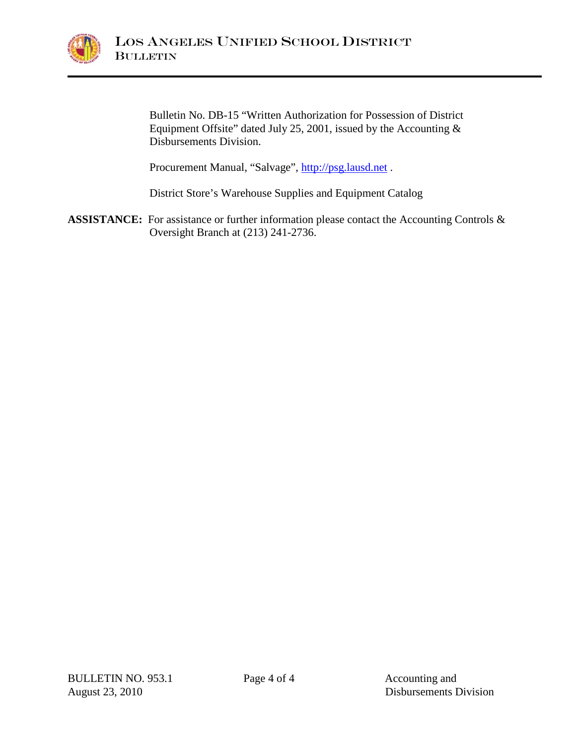Bulletin No. DB-15 “Written Authorization for Possession of District Equipment Offsite” dated July 25, 2001, issued by the Accounting & Disbursements Division.

Procurement Manual, “Salvage”, http://psg.lausd.net .

District Store’s Warehouse Supplies and Equipment Catalog

**ASSISTANCE:** For assistance or further information please contact the Accounting Controls & Oversight Branch at (213) 241-2736.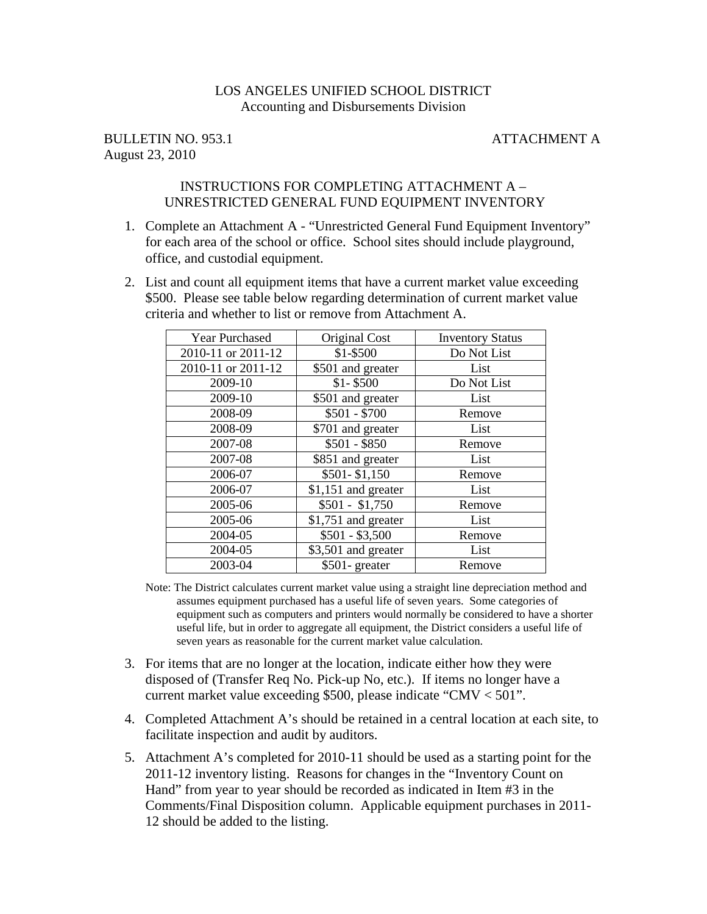LOS ANGELES UNIFIED SCHOOL DISTRICT
Accounting and Disbursements Division

BULLETIN NO. 953.1 ATTACHMENT A
August 23, 2010

INSTRUCTIONS FOR COMPLETING ATTACHMENT A –
UNRESTRICTED GENERAL FUND EQUIPMENT INVENTORY

1. Complete an Attachment A - "Unrestricted General Fund Equipment Inventory" for each area of the school or office. School sites should include playground, office, and custodial equipment.

2. List and count all equipment items that have a current market value exceeding $500. Please see table below regarding determination of current market value criteria and whether to list or remove from Attachment A.

| Year Purchased | Original Cost | Inventory Status |
|---|---|---|
| 2010-11 or 2011-12 | $1-$500 | Do Not List |
| 2010-11 or 2011-12 | $501 and greater | List |
| 2009-10 | $1- $500 | Do Not List |
| 2009-10 | $501 and greater | List |
| 2008-09 | $501 - $700 | Remove |
| 2008-09 | $701 and greater | List |
| 2007-08 | $501 - $850 | Remove |
| 2007-08 | $851 and greater | List |
| 2006-07 | $501- $1,150 | Remove |
| 2006-07 | $1,151 and greater | List |
| 2005-06 | $501 - $1,750 | Remove |
| 2005-06 | $1,751 and greater | List |
| 2004-05 | $501 - $3,500 | Remove |
| 2004-05 | $3,501 and greater | List |
| 2003-04 | $501- greater | Remove |

Note: The District calculates current market value using a straight line depreciation method and assumes equipment purchased has a useful life of seven years. Some categories of equipment such as computers and printers would normally be considered to have a shorter useful life, but in order to aggregate all equipment, the District considers a useful life of seven years as reasonable for the current market value calculation.

3. For items that are no longer at the location, indicate either how they were disposed of (Transfer Req No. Pick-up No, etc.). If items no longer have a current market value exceeding $500, please indicate "CMV < 501".

4. Completed Attachment A's should be retained in a central location at each site, to facilitate inspection and audit by auditors.

5. Attachment A's completed for 2010-11 should be used as a starting point for the 2011-12 inventory listing. Reasons for changes in the "Inventory Count on Hand" from year to year should be recorded as indicated in Item #3 in the Comments/Final Disposition column. Applicable equipment purchases in 2011-12 should be added to the listing.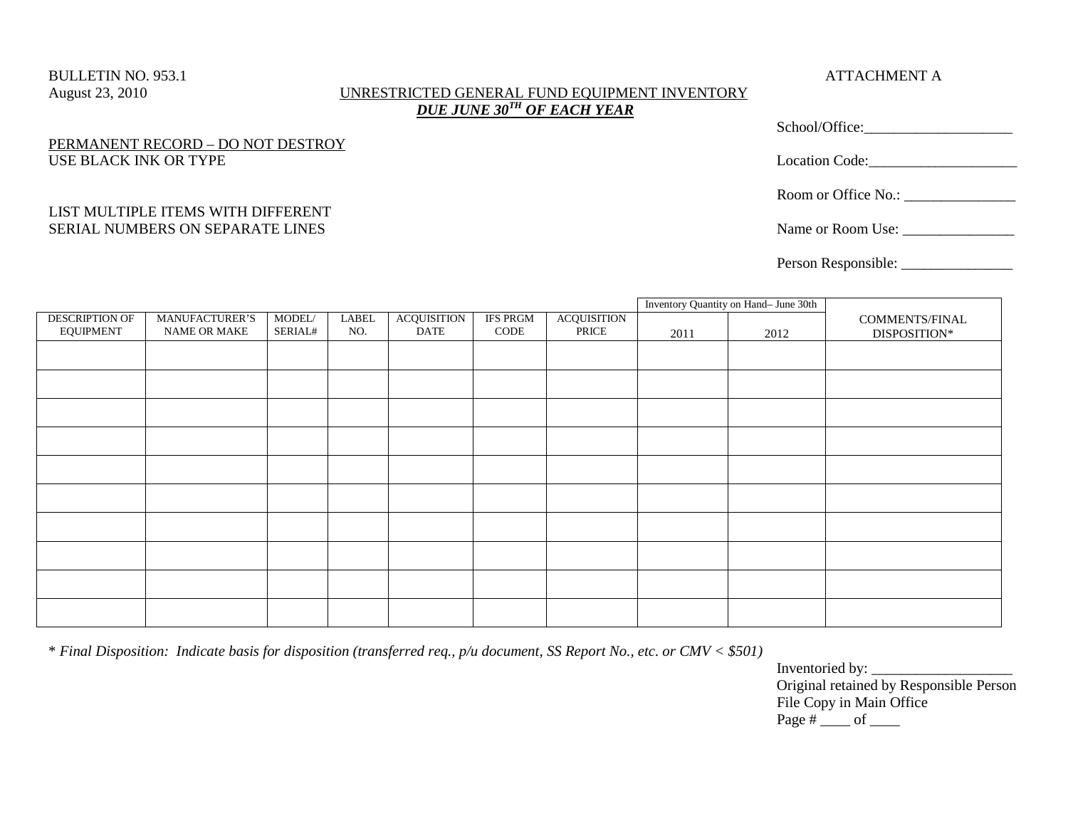BULLETIN NO. 953.1
August 23, 2010

ATTACHMENT A

UNRESTRICTED GENERAL FUND EQUIPMENT INVENTORY
***DUE JUNE 30TH OF EACH YEAR***

PERMANENT RECORD – DO NOT DESTROY
USE BLACK INK OR TYPE

LIST MULTIPLE ITEMS WITH DIFFERENT SERIAL NUMBERS ON SEPARATE LINES

School/Office:____________________

Location Code:____________________

Room or Office No.: _______________

Name or Room Use: _______________

Person Responsible: _______________

| DESCRIPTION OF EQUIPMENT | MANUFACTURER'S NAME OR MAKE | MODEL/ SERIAL# | LABEL NO. | ACQUISITION DATE | IFS PRGM CODE | ACQUISITION PRICE | Inventory Quantity on Hand– June 30th | | COMMENTS/FINAL DISPOSITION* |
|---|---|---|---|---|---|---|---|---|---|
| | | | | | | | 2011 | 2012 | |
| | | | | | | | | | |
| | | | | | | | | | |
| | | | | | | | | | |
| | | | | | | | | | |
| | | | | | | | | | |
| | | | | | | | | | |
| | | | | | | | | | |
| | | | | | | | | | |
| | | | | | | | | | |
| | | | | | | | | | |

* *Final Disposition: Indicate basis for disposition (transferred req., p/u document, SS Report No., etc. or CMV < $501)*

Inventoried by: ___________________
Original retained by Responsible Person
File Copy in Main Office
Page # ____ of ____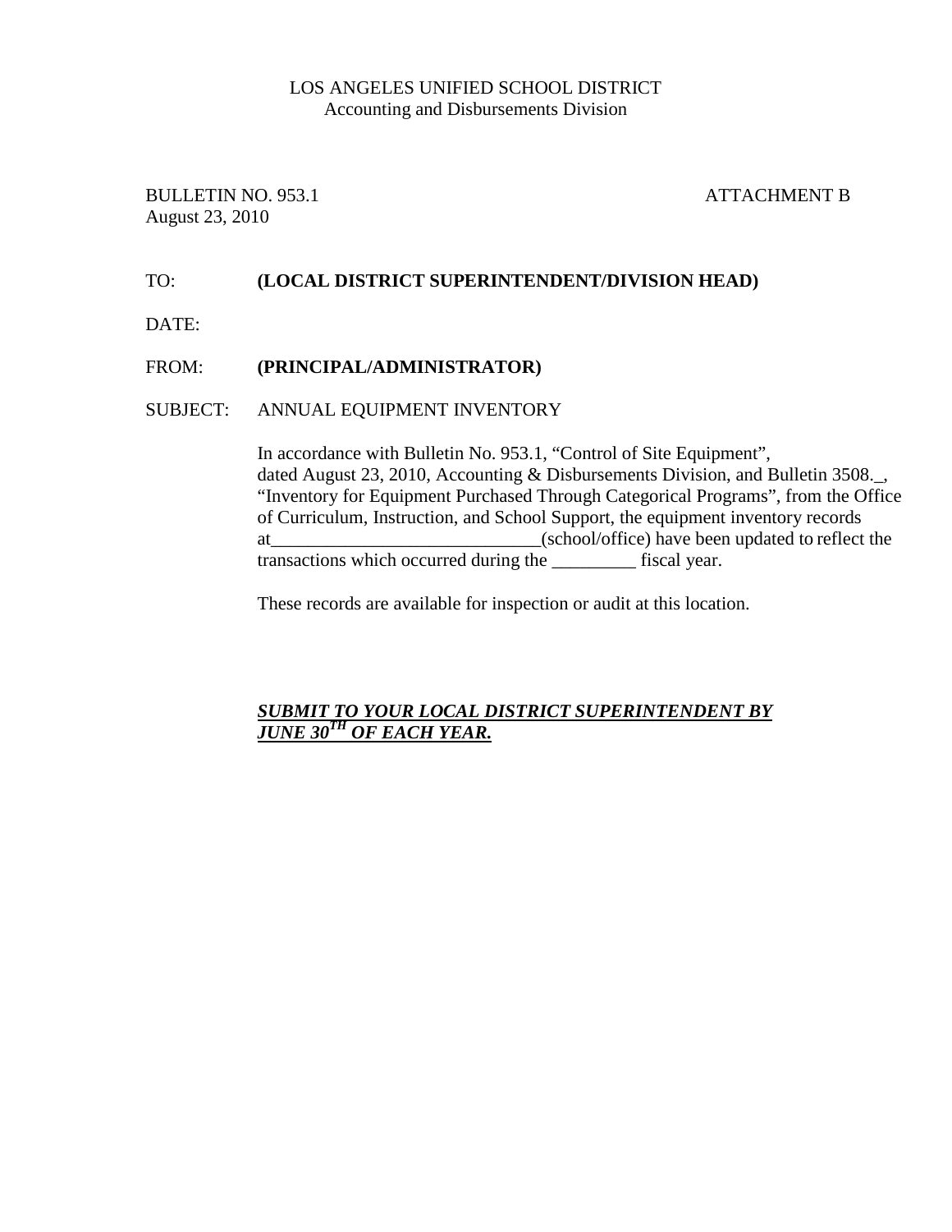LOS ANGELES UNIFIED SCHOOL DISTRICT
Accounting and Disbursements Division

BULLETIN NO. 953.1 ATTACHMENT B
August 23, 2010

TO: **(LOCAL DISTRICT SUPERINTENDENT/DIVISION HEAD)**

DATE:

FROM: **(PRINCIPAL/ADMINISTRATOR)**

SUBJECT: ANNUAL EQUIPMENT INVENTORY

In accordance with Bulletin No. 953.1, "Control of Site Equipment", dated August 23, 2010, Accounting & Disbursements Division, and Bulletin 3508._, "Inventory for Equipment Purchased Through Categorical Programs", from the Office of Curriculum, Instruction, and School Support, the equipment inventory records at_____________________________(school/office) have been updated to reflect the transactions which occurred during the _________ fiscal year.

These records are available for inspection or audit at this location.

***SUBMIT TO YOUR LOCAL DISTRICT SUPERINTENDENT BY JUNE 30TH OF EACH YEAR.***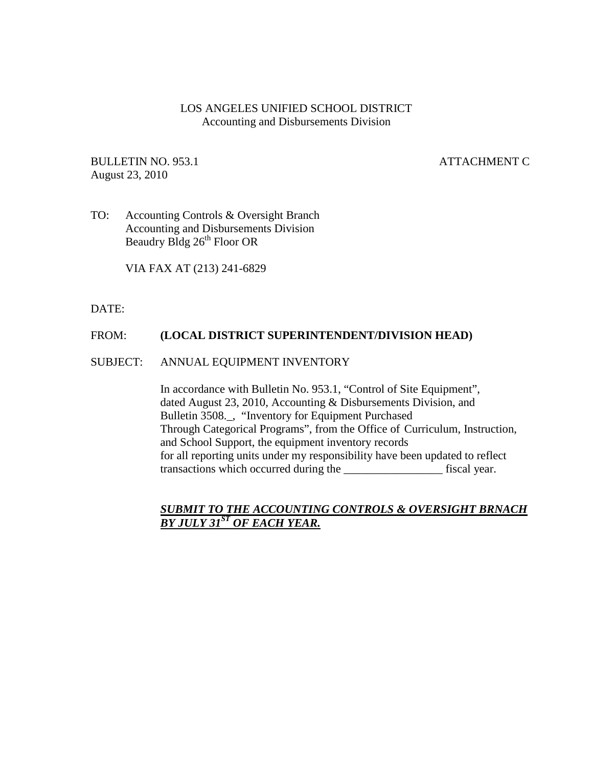LOS ANGELES UNIFIED SCHOOL DISTRICT
Accounting and Disbursements Division

BULLETIN NO. 953.1 ATTACHMENT C
August 23, 2010

TO: Accounting Controls & Oversight Branch
Accounting and Disbursements Division
Beaudry Bldg 26th Floor OR

VIA FAX AT (213) 241-6829

DATE:

FROM: **(LOCAL DISTRICT SUPERINTENDENT/DIVISION HEAD)**

SUBJECT: ANNUAL EQUIPMENT INVENTORY

In accordance with Bulletin No. 953.1, "Control of Site Equipment", dated August 23, 2010, Accounting & Disbursements Division, and Bulletin 3508._, "Inventory for Equipment Purchased Through Categorical Programs", from the Office of Curriculum, Instruction, and School Support, the equipment inventory records for all reporting units under my responsibility have been updated to reflect transactions which occurred during the _________________ fiscal year.

***SUBMIT TO THE ACCOUNTING CONTROLS & OVERSIGHT BRNACH BY JULY 31ST OF EACH YEAR.***